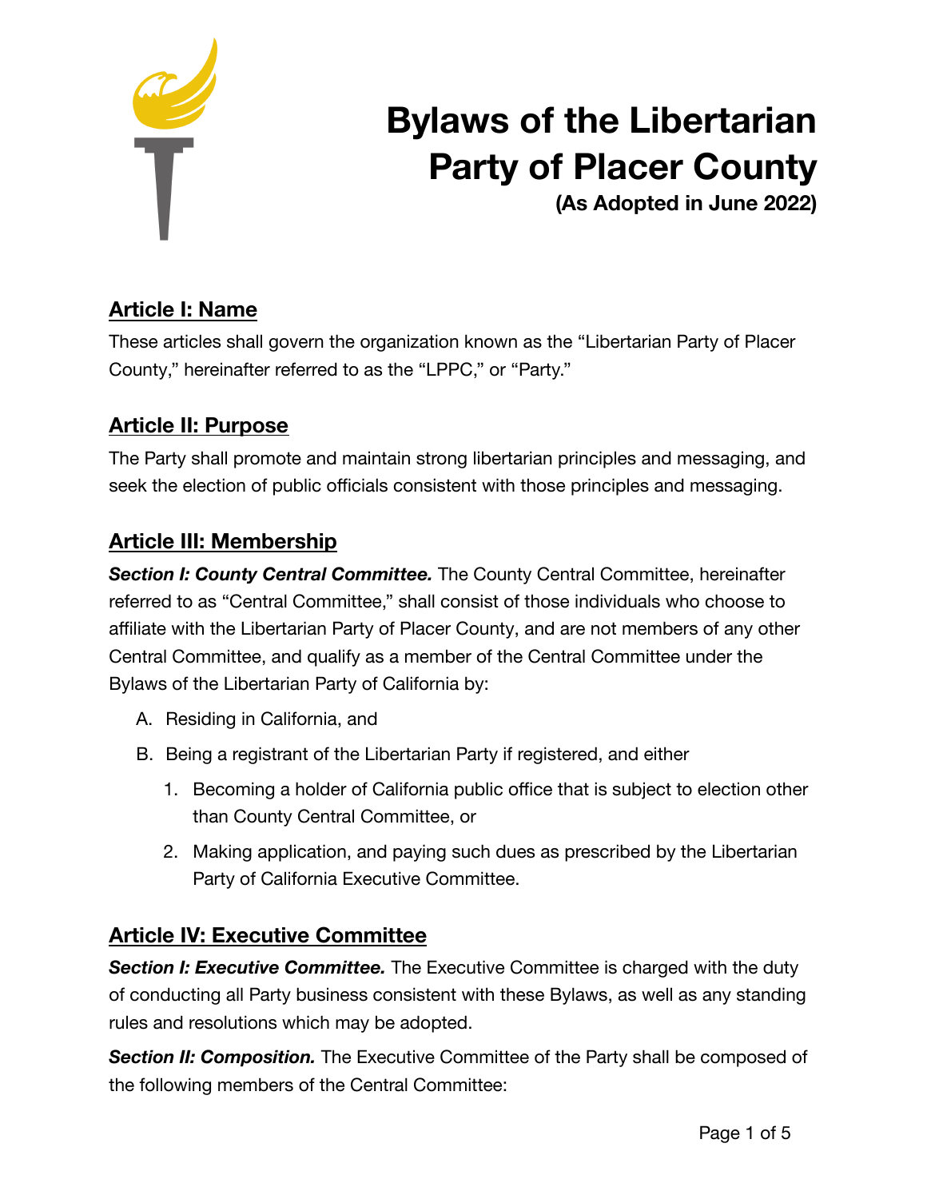# Bylaws of the Libertarian Party of Placer County

**(As Adopted in June 2022)**

## Article I: Name

These articles shall govern the organization known as the "Libertarian Party of Placer County," hereinafter referred to as the "LPPC," or "Party."

## Article II: Purpose

The Party shall promote and maintain strong libertarian principles and messaging, and seek the election of public officials consistent with those principles and messaging.

## Article III: Membership

***Section I: County Central Committee.*** The County Central Committee, hereinafter referred to as "Central Committee," shall consist of those individuals who choose to affiliate with the Libertarian Party of Placer County, and are not members of any other Central Committee, and qualify as a member of the Central Committee under the Bylaws of the Libertarian Party of California by:

A. Residing in California, and
B. Being a registrant of the Libertarian Party if registered, and either
    1. Becoming a holder of California public office that is subject to election other than County Central Committee, or
    2. Making application, and paying such dues as prescribed by the Libertarian Party of California Executive Committee.

## Article IV: Executive Committee

***Section I: Executive Committee.*** The Executive Committee is charged with the duty of conducting all Party business consistent with these Bylaws, as well as any standing rules and resolutions which may be adopted.

***Section II: Composition.*** The Executive Committee of the Party shall be composed of the following members of the Central Committee: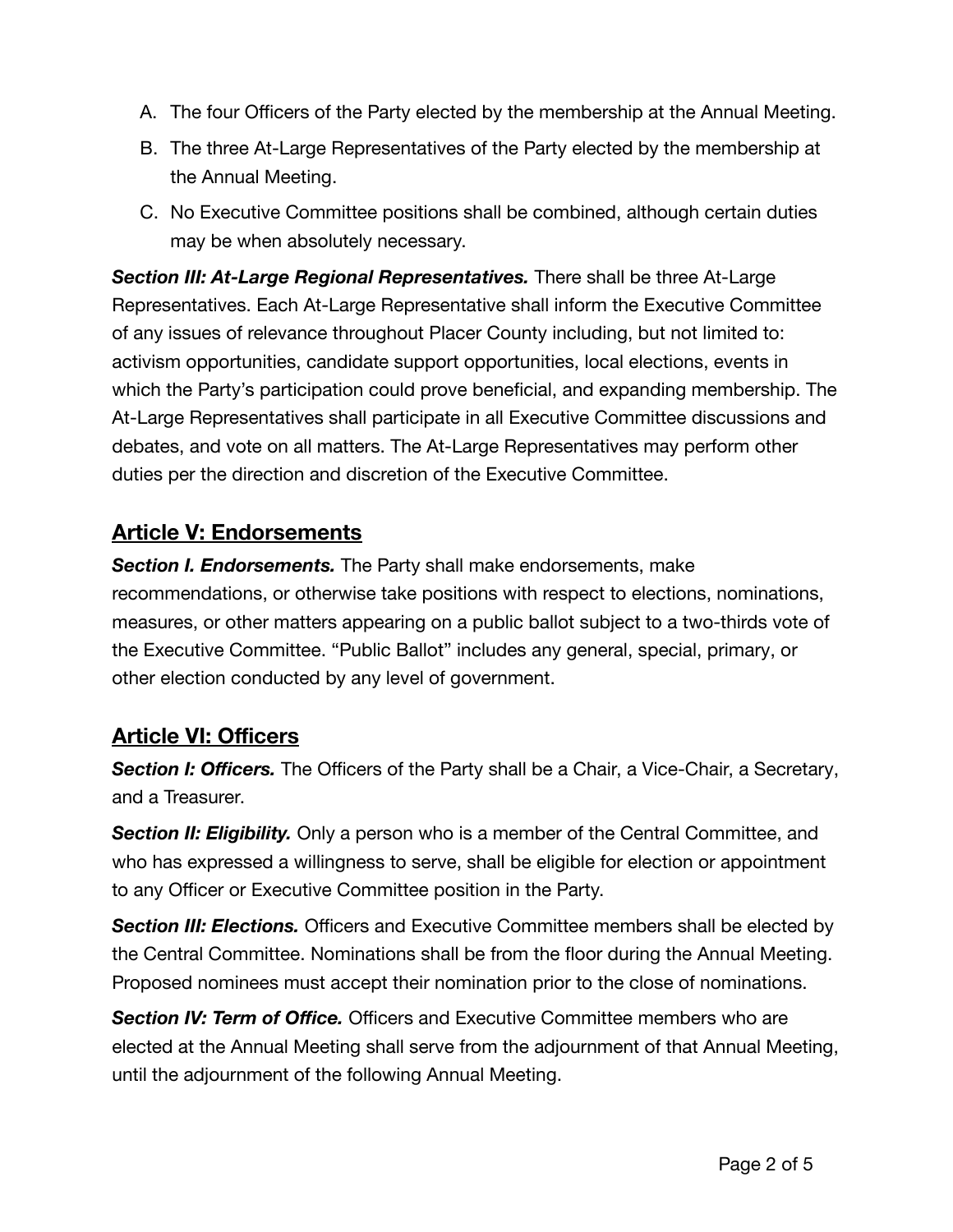A. The four Officers of the Party elected by the membership at the Annual Meeting.

B. The three At-Large Representatives of the Party elected by the membership at the Annual Meeting.

C. No Executive Committee positions shall be combined, although certain duties may be when absolutely necessary.

***Section III: At-Large Regional Representatives.*** There shall be three At-Large Representatives. Each At-Large Representative shall inform the Executive Committee of any issues of relevance throughout Placer County including, but not limited to: activism opportunities, candidate support opportunities, local elections, events in which the Party's participation could prove beneficial, and expanding membership. The At-Large Representatives shall participate in all Executive Committee discussions and debates, and vote on all matters. The At-Large Representatives may perform other duties per the direction and discretion of the Executive Committee.

## Article V: Endorsements

***Section I. Endorsements.*** The Party shall make endorsements, make recommendations, or otherwise take positions with respect to elections, nominations, measures, or other matters appearing on a public ballot subject to a two-thirds vote of the Executive Committee. "Public Ballot" includes any general, special, primary, or other election conducted by any level of government.

## Article VI: Officers

***Section I: Officers.*** The Officers of the Party shall be a Chair, a Vice-Chair, a Secretary, and a Treasurer.

***Section II: Eligibility.*** Only a person who is a member of the Central Committee, and who has expressed a willingness to serve, shall be eligible for election or appointment to any Officer or Executive Committee position in the Party.

***Section III: Elections.*** Officers and Executive Committee members shall be elected by the Central Committee. Nominations shall be from the floor during the Annual Meeting. Proposed nominees must accept their nomination prior to the close of nominations.

***Section IV: Term of Office.*** Officers and Executive Committee members who are elected at the Annual Meeting shall serve from the adjournment of that Annual Meeting, until the adjournment of the following Annual Meeting.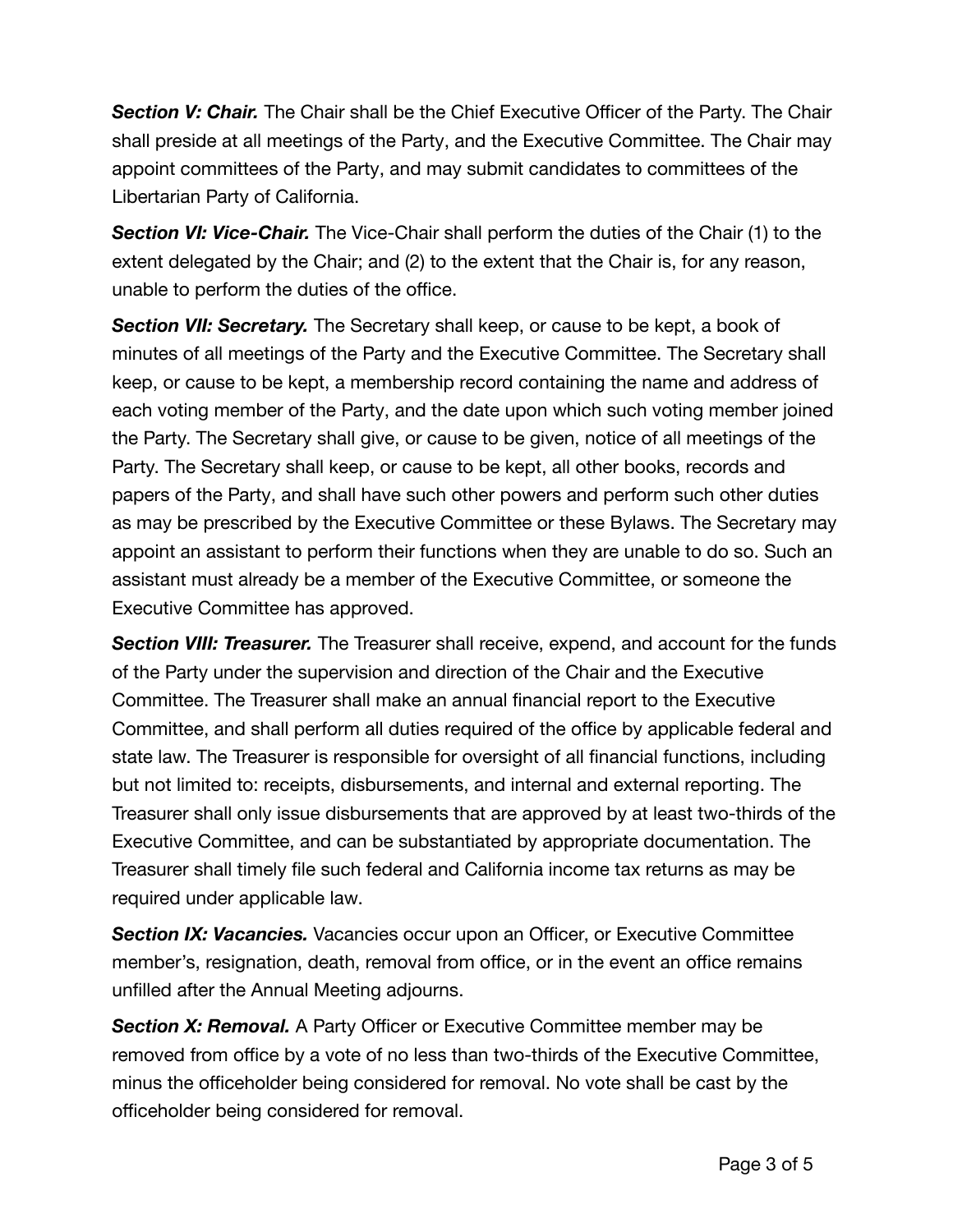***Section V: Chair.*** The Chair shall be the Chief Executive Officer of the Party. The Chair shall preside at all meetings of the Party, and the Executive Committee. The Chair may appoint committees of the Party, and may submit candidates to committees of the Libertarian Party of California.

***Section VI: Vice-Chair.*** The Vice-Chair shall perform the duties of the Chair (1) to the extent delegated by the Chair; and (2) to the extent that the Chair is, for any reason, unable to perform the duties of the office.

***Section VII: Secretary.*** The Secretary shall keep, or cause to be kept, a book of minutes of all meetings of the Party and the Executive Committee. The Secretary shall keep, or cause to be kept, a membership record containing the name and address of each voting member of the Party, and the date upon which such voting member joined the Party. The Secretary shall give, or cause to be given, notice of all meetings of the Party. The Secretary shall keep, or cause to be kept, all other books, records and papers of the Party, and shall have such other powers and perform such other duties as may be prescribed by the Executive Committee or these Bylaws. The Secretary may appoint an assistant to perform their functions when they are unable to do so. Such an assistant must already be a member of the Executive Committee, or someone the Executive Committee has approved.

***Section VIII: Treasurer.*** The Treasurer shall receive, expend, and account for the funds of the Party under the supervision and direction of the Chair and the Executive Committee. The Treasurer shall make an annual financial report to the Executive Committee, and shall perform all duties required of the office by applicable federal and state law. The Treasurer is responsible for oversight of all financial functions, including but not limited to: receipts, disbursements, and internal and external reporting. The Treasurer shall only issue disbursements that are approved by at least two-thirds of the Executive Committee, and can be substantiated by appropriate documentation. The Treasurer shall timely file such federal and California income tax returns as may be required under applicable law.

***Section IX: Vacancies.*** Vacancies occur upon an Officer, or Executive Committee member's, resignation, death, removal from office, or in the event an office remains unfilled after the Annual Meeting adjourns.

***Section X: Removal.*** A Party Officer or Executive Committee member may be removed from office by a vote of no less than two-thirds of the Executive Committee, minus the officeholder being considered for removal. No vote shall be cast by the officeholder being considered for removal.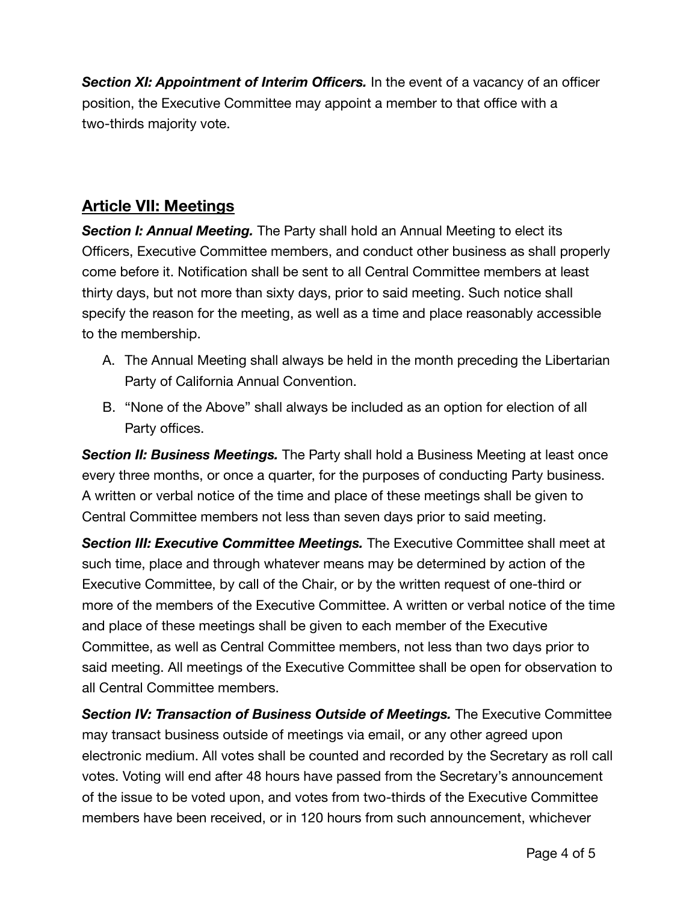***Section XI: Appointment of Interim Officers.*** In the event of a vacancy of an officer position, the Executive Committee may appoint a member to that office with a two-thirds majority vote.

## Article VII: Meetings

***Section I: Annual Meeting.*** The Party shall hold an Annual Meeting to elect its Officers, Executive Committee members, and conduct other business as shall properly come before it. Notification shall be sent to all Central Committee members at least thirty days, but not more than sixty days, prior to said meeting. Such notice shall specify the reason for the meeting, as well as a time and place reasonably accessible to the membership.

A. The Annual Meeting shall always be held in the month preceding the Libertarian Party of California Annual Convention.
B. "None of the Above" shall always be included as an option for election of all Party offices.

***Section II: Business Meetings.*** The Party shall hold a Business Meeting at least once every three months, or once a quarter, for the purposes of conducting Party business. A written or verbal notice of the time and place of these meetings shall be given to Central Committee members not less than seven days prior to said meeting.

***Section III: Executive Committee Meetings.*** The Executive Committee shall meet at such time, place and through whatever means may be determined by action of the Executive Committee, by call of the Chair, or by the written request of one-third or more of the members of the Executive Committee. A written or verbal notice of the time and place of these meetings shall be given to each member of the Executive Committee, as well as Central Committee members, not less than two days prior to said meeting. All meetings of the Executive Committee shall be open for observation to all Central Committee members.

***Section IV: Transaction of Business Outside of Meetings.*** The Executive Committee may transact business outside of meetings via email, or any other agreed upon electronic medium. All votes shall be counted and recorded by the Secretary as roll call votes. Voting will end after 48 hours have passed from the Secretary's announcement of the issue to be voted upon, and votes from two-thirds of the Executive Committee members have been received, or in 120 hours from such announcement, whichever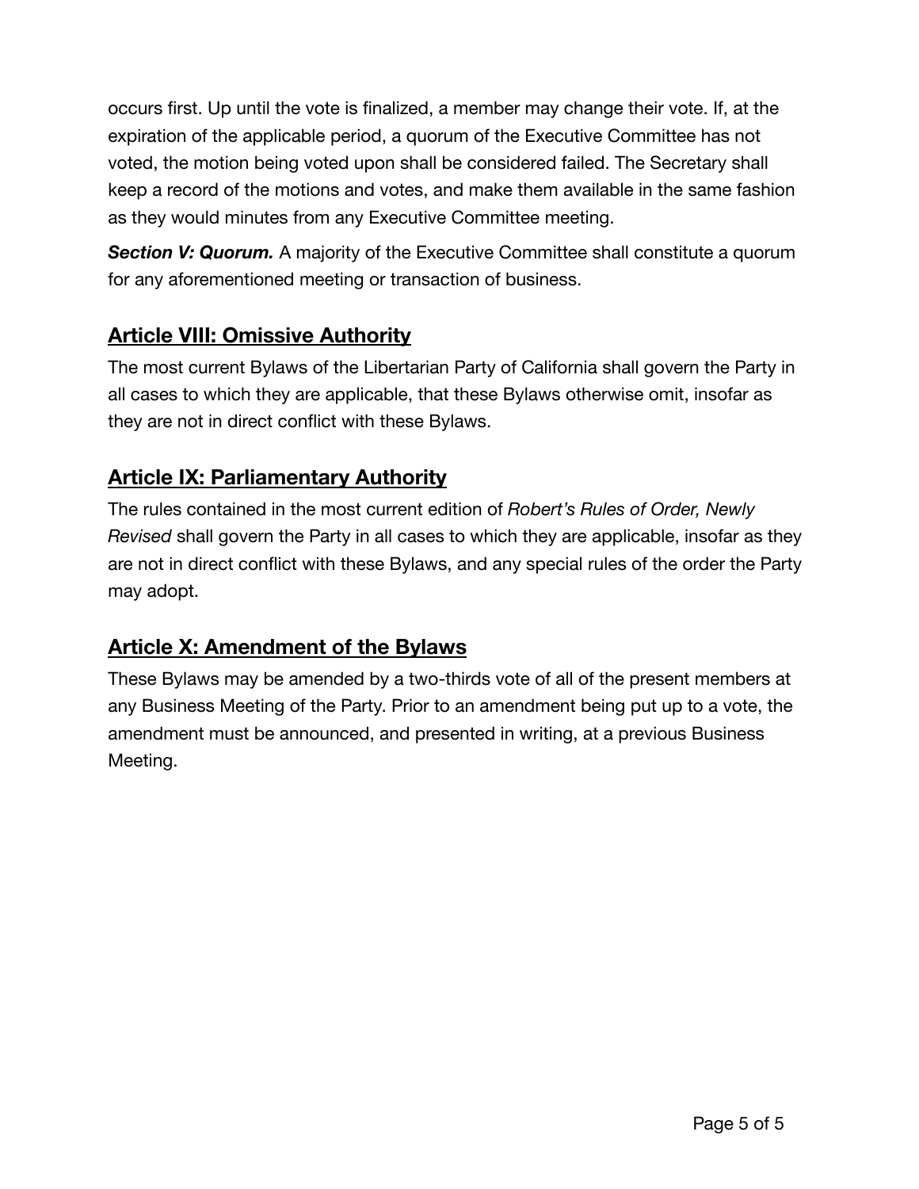occurs first. Up until the vote is finalized, a member may change their vote. If, at the expiration of the applicable period, a quorum of the Executive Committee has not voted, the motion being voted upon shall be considered failed. The Secretary shall keep a record of the motions and votes, and make them available in the same fashion as they would minutes from any Executive Committee meeting.

***Section V: Quorum.*** A majority of the Executive Committee shall constitute a quorum for any aforementioned meeting or transaction of business.

## Article VIII: Omissive Authority

The most current Bylaws of the Libertarian Party of California shall govern the Party in all cases to which they are applicable, that these Bylaws otherwise omit, insofar as they are not in direct conflict with these Bylaws.

## Article IX: Parliamentary Authority

The rules contained in the most current edition of *Robert's Rules of Order, Newly Revised* shall govern the Party in all cases to which they are applicable, insofar as they are not in direct conflict with these Bylaws, and any special rules of the order the Party may adopt.

## Article X: Amendment of the Bylaws

These Bylaws may be amended by a two-thirds vote of all of the present members at any Business Meeting of the Party. Prior to an amendment being put up to a vote, the amendment must be announced, and presented in writing, at a previous Business Meeting.